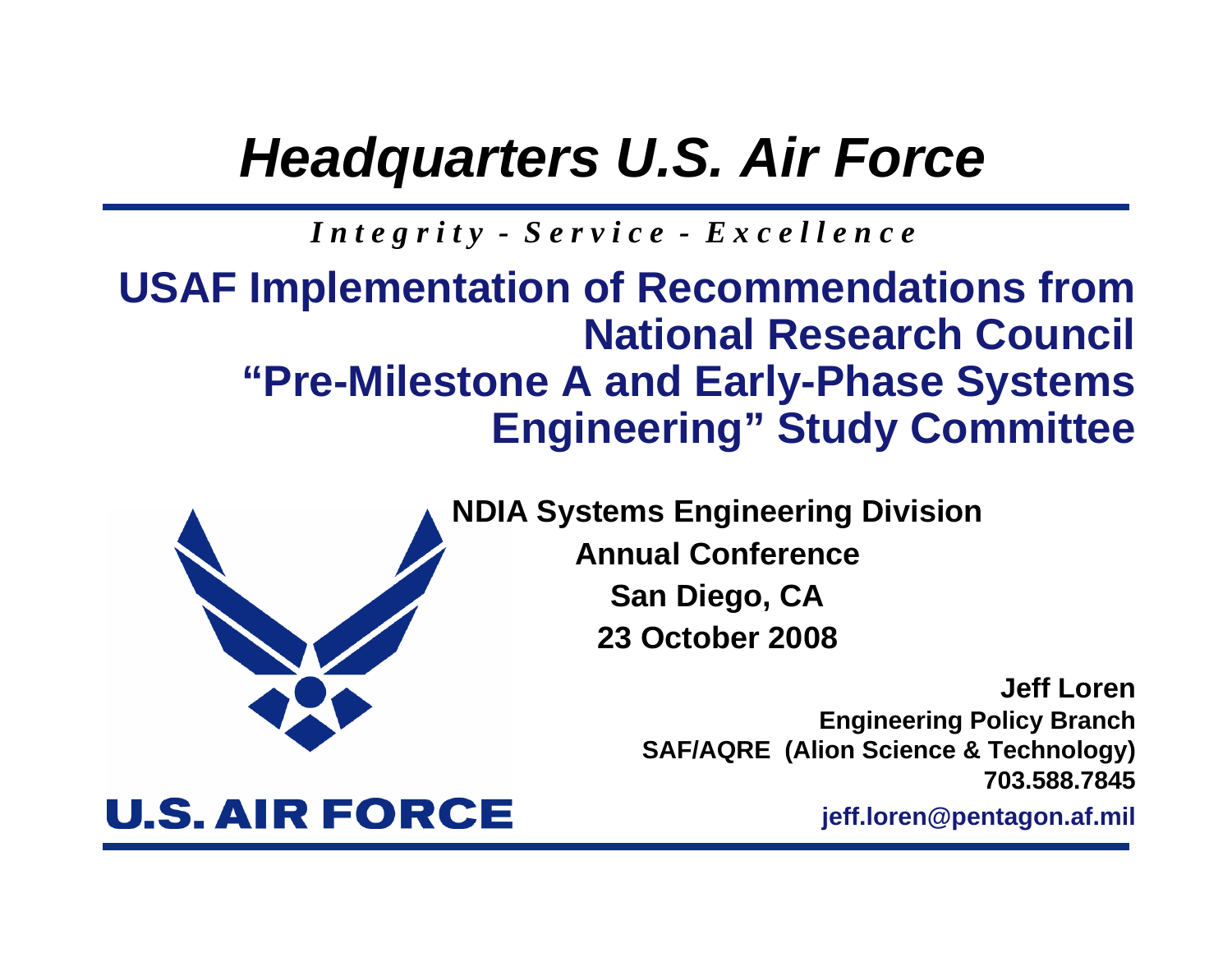# *Headquarters U.S. Air Force*

*Integrity - Service - Excellence*

## USAF Implementation of Recommendations from National Research Council "Pre-Milestone A and Early-Phase Systems Engineering" Study Committee

**NDIA Systems Engineering Division**

**Annual Conference**

**San Diego, CA**

**23 October 2008**

**Jeff Loren**

**Engineering Policy Branch**

**SAF/AQRE (Alion Science & Technology)**

**703.588.7845**

**jeff.loren@pentagon.af.mil**

U.S. AIR FORCE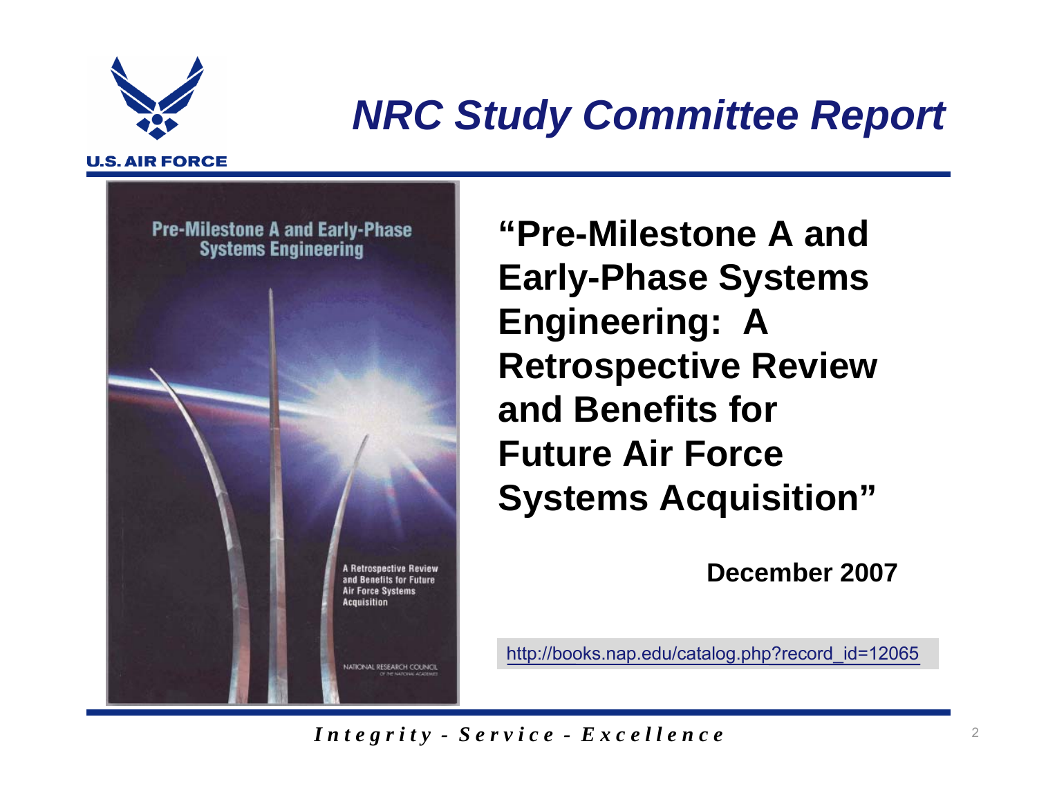# *NRC Study Committee Report*

**"Pre-Milestone A and Early-Phase Systems Engineering: A Retrospective Review and Benefits for Future Air Force Systems Acquisition"**

**December 2007**

http://books.nap.edu/catalog.php?record_id=12065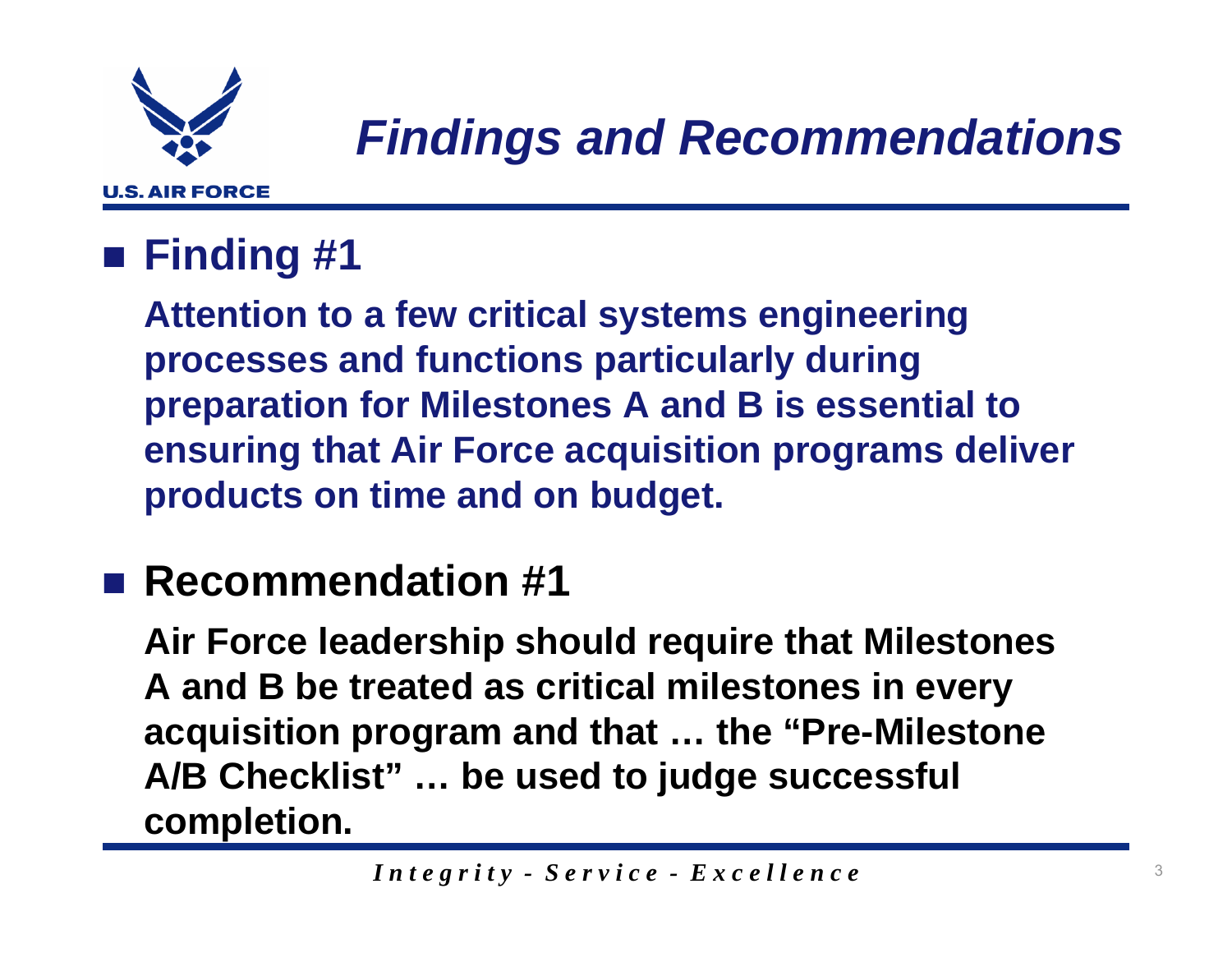# Findings and Recommendations

- **Finding #1**

  **Attention to a few critical systems engineering processes and functions particularly during preparation for Milestones A and B is essential to ensuring that Air Force acquisition programs deliver products on time and on budget.**

- **Recommendation #1**

  **Air Force leadership should require that Milestones A and B be treated as critical milestones in every acquisition program and that … the "Pre-Milestone A/B Checklist" … be used to judge successful completion.**

*Integrity - Service - Excellence*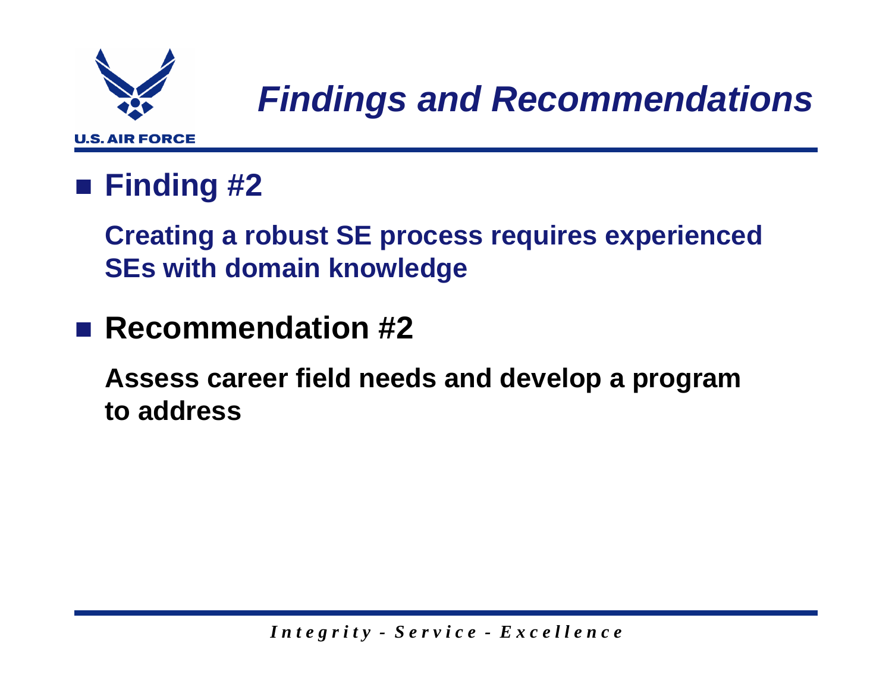# Findings and Recommendations

- **Finding #2**

  **Creating a robust SE process requires experienced SEs with domain knowledge**

- **Recommendation #2**

  **Assess career field needs and develop a program to address**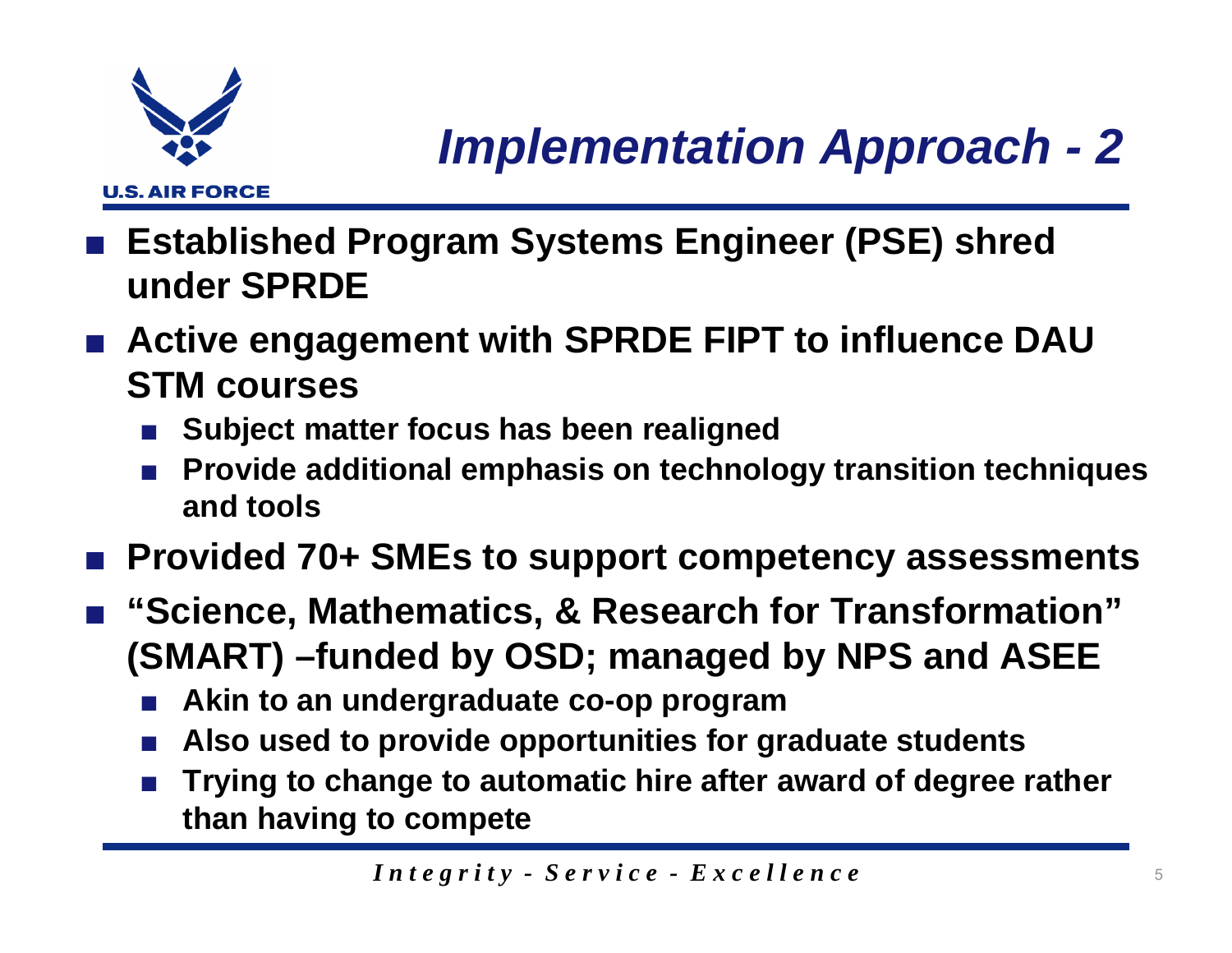# *Implementation Approach - 2*

- **Established Program Systems Engineer (PSE) shred under SPRDE**
- **Active engagement with SPRDE FIPT to influence DAU STM courses**
  - **Subject matter focus has been realigned**
  - **Provide additional emphasis on technology transition techniques and tools**
- **Provided 70+ SMEs to support competency assessments**
- **"Science, Mathematics, & Research for Transformation" (SMART) –funded by OSD; managed by NPS and ASEE**
  - **Akin to an undergraduate co-op program**
  - **Also used to provide opportunities for graduate students**
  - **Trying to change to automatic hire after award of degree rather than having to compete**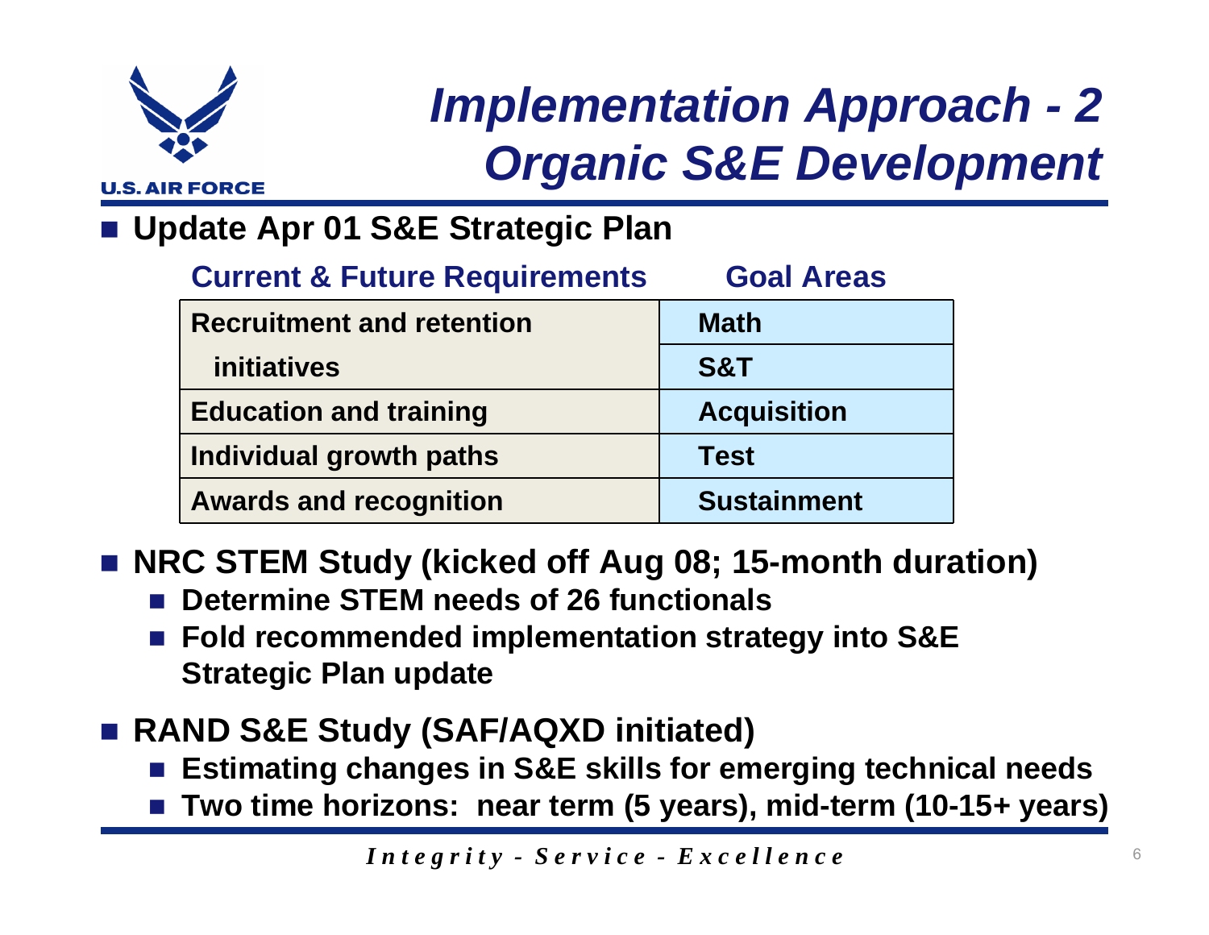# *Implementation Approach - 2*
# *Organic S&E Development*

- **Update Apr 01 S&E Strategic Plan**

| Current & Future Requirements | Goal Areas |
| --- | --- |
| Recruitment and retention initiatives | Math |
| | S&T |
| Education and training | Acquisition |
| Individual growth paths | Test |
| Awards and recognition | Sustainment |

- **NRC STEM Study (kicked off Aug 08; 15-month duration)**
  - **Determine STEM needs of 26 functionals**
  - **Fold recommended implementation strategy into S&E Strategic Plan update**

- **RAND S&E Study (SAF/AQXD initiated)**
  - **Estimating changes in S&E skills for emerging technical needs**
  - **Two time horizons: near term (5 years), mid-term (10-15+ years)**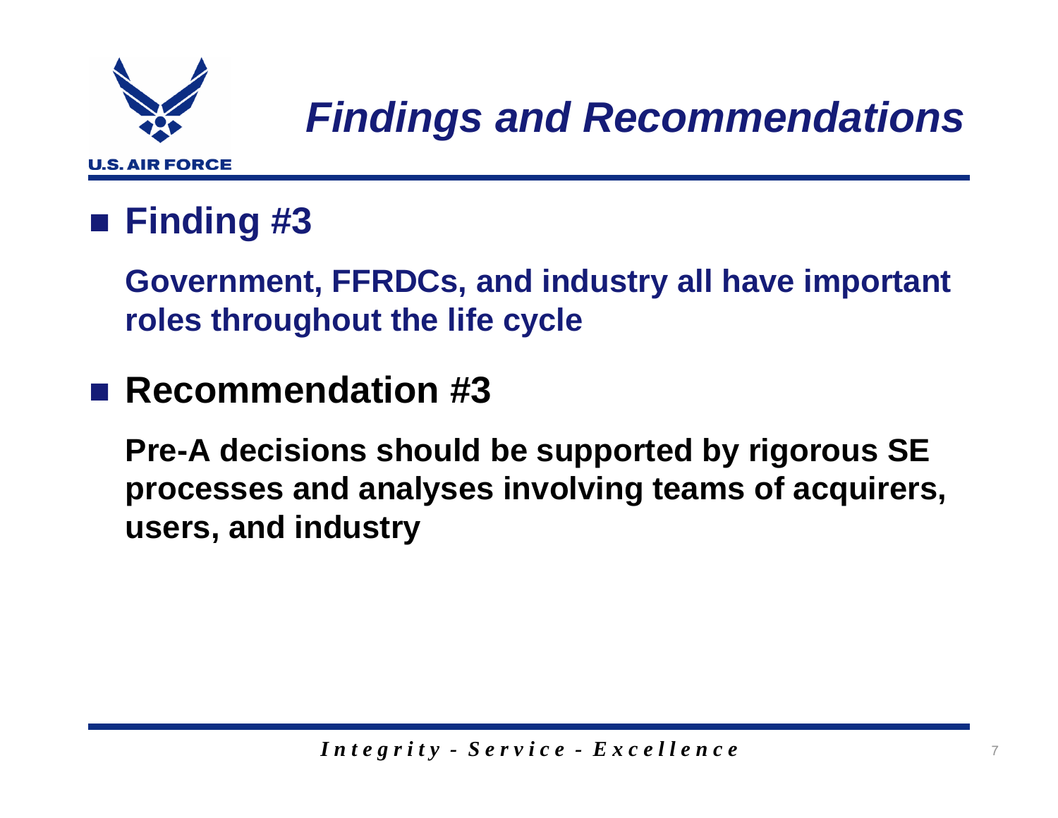# Findings and Recommendations

- **Finding #3**

  **Government, FFRDCs, and industry all have important roles throughout the life cycle**

- **Recommendation #3**

  **Pre-A decisions should be supported by rigorous SE processes and analyses involving teams of acquirers, users, and industry**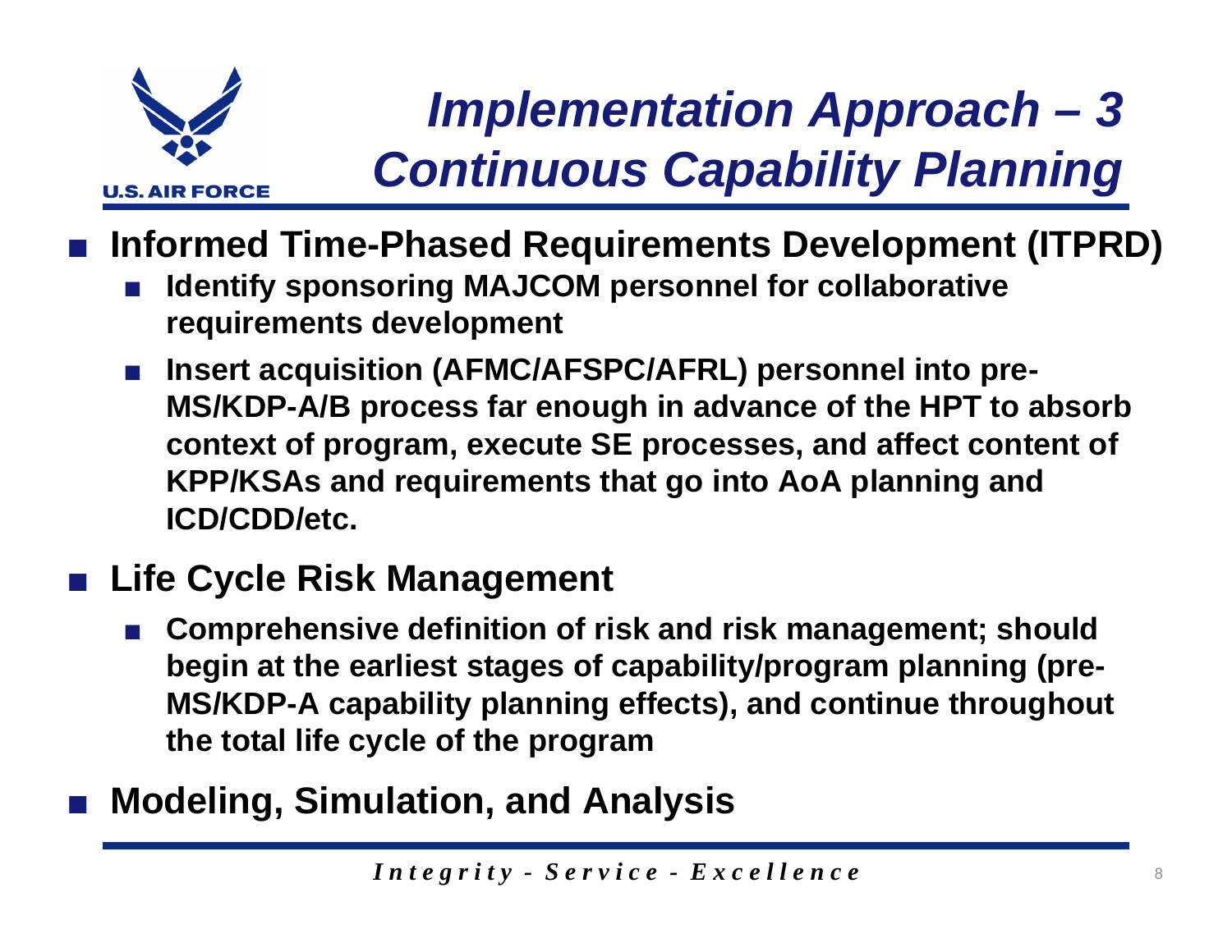# *Implementation Approach – 3 Continuous Capability Planning*

- **Informed Time-Phased Requirements Development (ITPRD)**
  - **Identify sponsoring MAJCOM personnel for collaborative requirements development**
  - **Insert acquisition (AFMC/AFSPC/AFRL) personnel into pre-MS/KDP-A/B process far enough in advance of the HPT to absorb context of program, execute SE processes, and affect content of KPP/KSAs and requirements that go into AoA planning and ICD/CDD/etc.**
- **Life Cycle Risk Management**
  - **Comprehensive definition of risk and risk management; should begin at the earliest stages of capability/program planning (pre-MS/KDP-A capability planning effects), and continue throughout the total life cycle of the program**
- **Modeling, Simulation, and Analysis**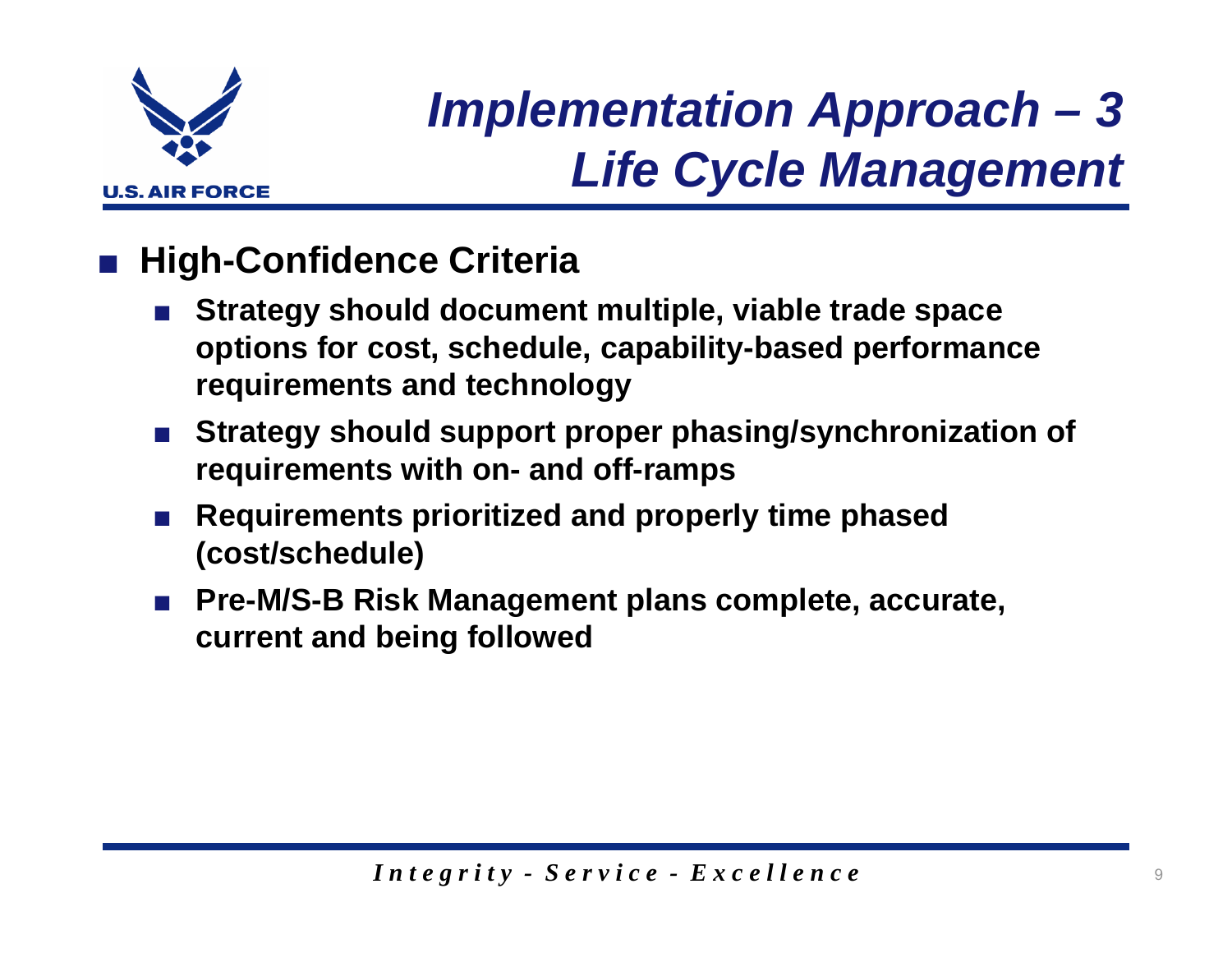# *Implementation Approach – 3 Life Cycle Management*

- **High-Confidence Criteria**
  - **Strategy should document multiple, viable trade space options for cost, schedule, capability-based performance requirements and technology**
  - **Strategy should support proper phasing/synchronization of requirements with on- and off-ramps**
  - **Requirements prioritized and properly time phased (cost/schedule)**
  - **Pre-M/S-B Risk Management plans complete, accurate, current and being followed**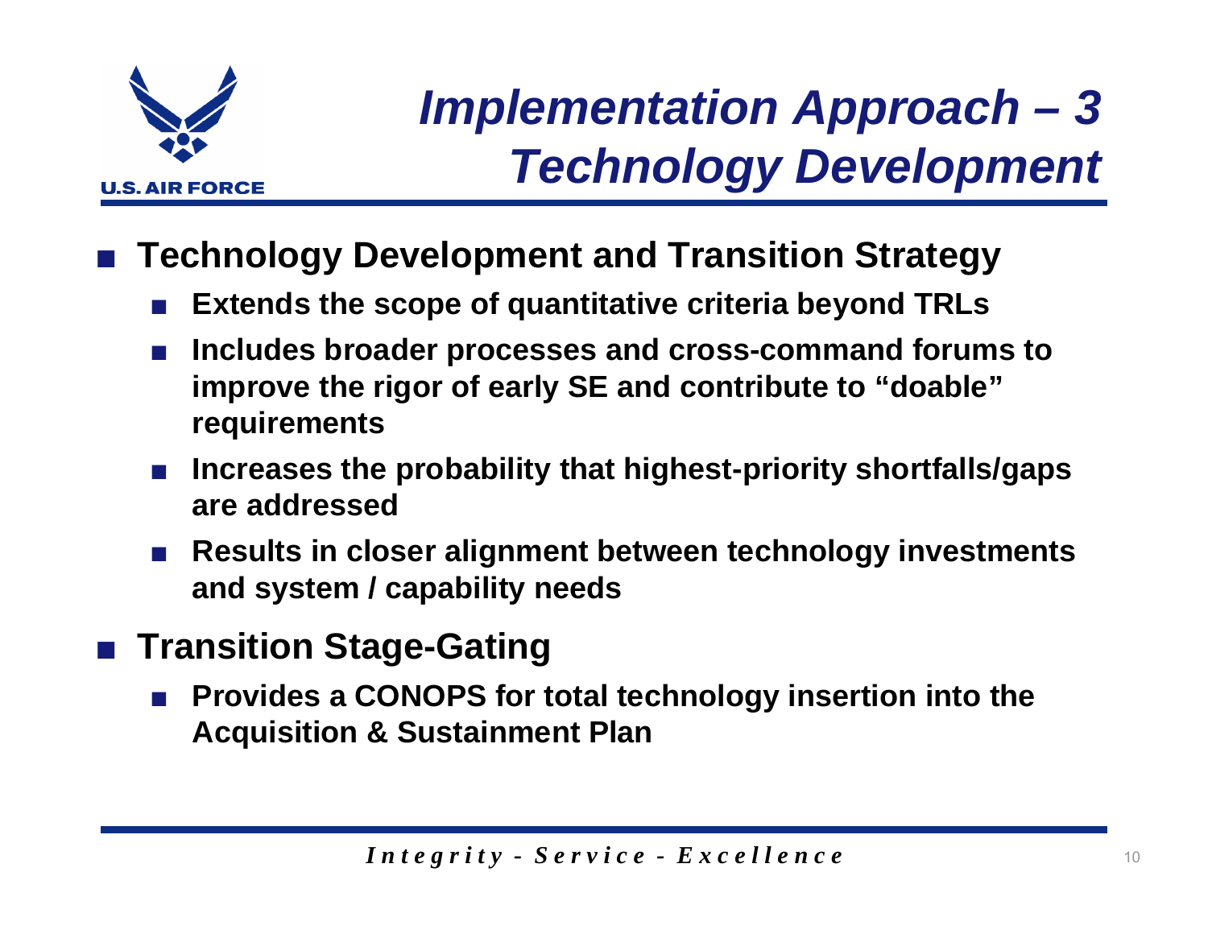# Implementation Approach – 3 Technology Development

- **Technology Development and Transition Strategy**
  - **Extends the scope of quantitative criteria beyond TRLs**
  - **Includes broader processes and cross-command forums to improve the rigor of early SE and contribute to "doable" requirements**
  - **Increases the probability that highest-priority shortfalls/gaps are addressed**
  - **Results in closer alignment between technology investments and system / capability needs**
- **Transition Stage-Gating**
  - **Provides a CONOPS for total technology insertion into the Acquisition & Sustainment Plan**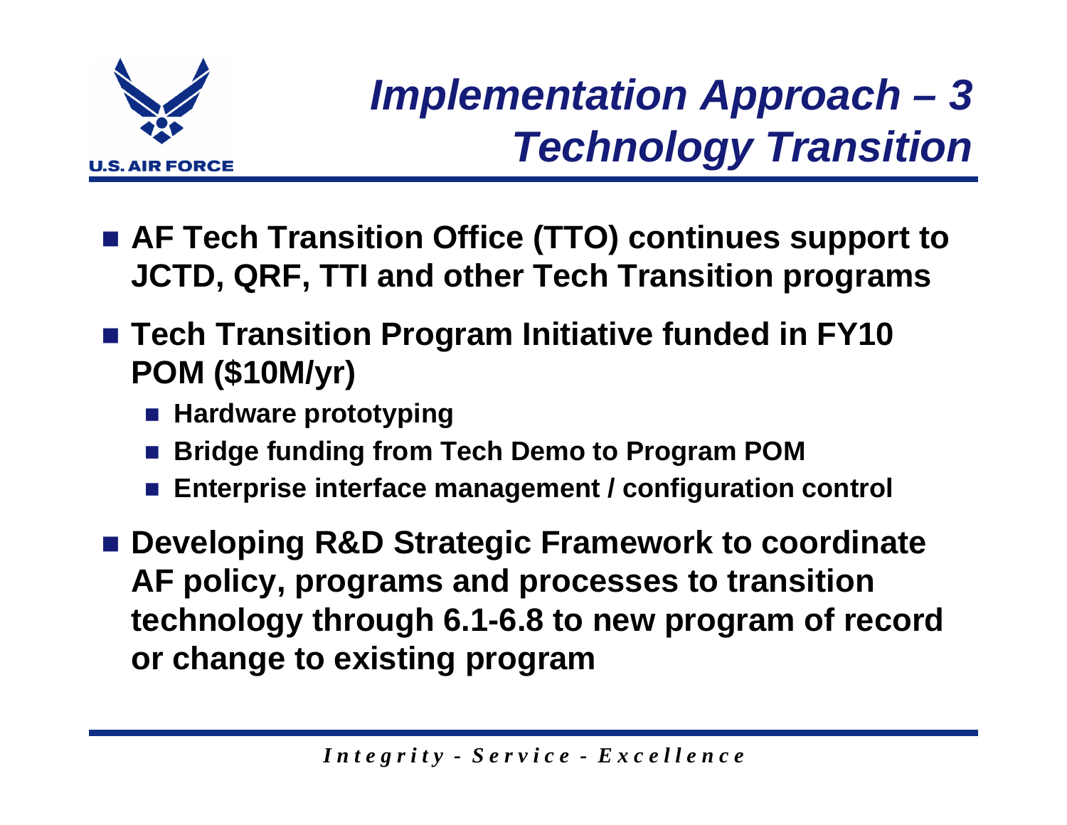# *Implementation Approach – 3 Technology Transition*

- **AF Tech Transition Office (TTO) continues support to JCTD, QRF, TTI and other Tech Transition programs**
- **Tech Transition Program Initiative funded in FY10 POM ($10M/yr)**
  - **Hardware prototyping**
  - **Bridge funding from Tech Demo to Program POM**
  - **Enterprise interface management / configuration control**
- **Developing R&D Strategic Framework to coordinate AF policy, programs and processes to transition technology through 6.1-6.8 to new program of record or change to existing program**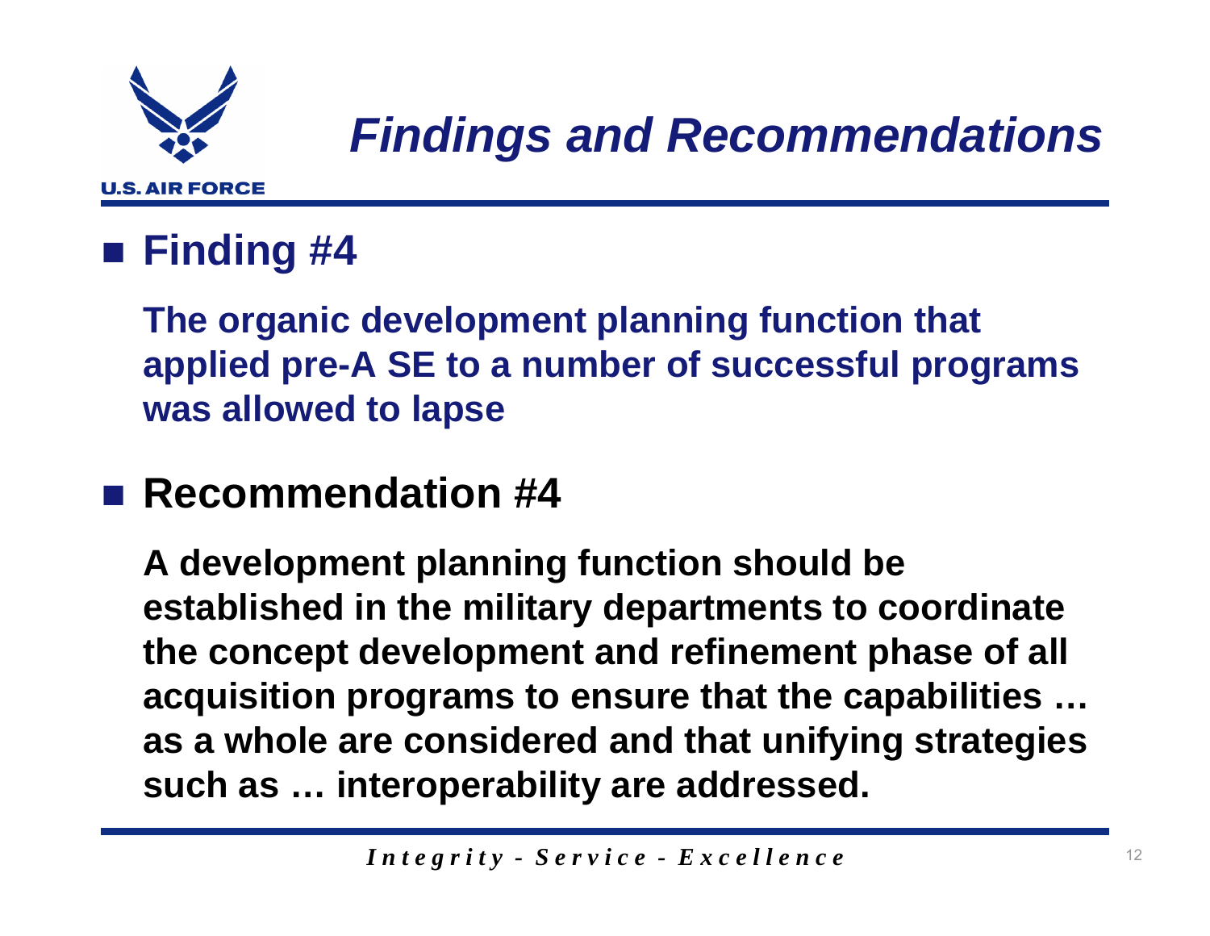# Findings and Recommendations

- **Finding #4**

  **The organic development planning function that applied pre-A SE to a number of successful programs was allowed to lapse**

- **Recommendation #4**

  **A development planning function should be established in the military departments to coordinate the concept development and refinement phase of all acquisition programs to ensure that the capabilities … as a whole are considered and that unifying strategies such as … interoperability are addressed.**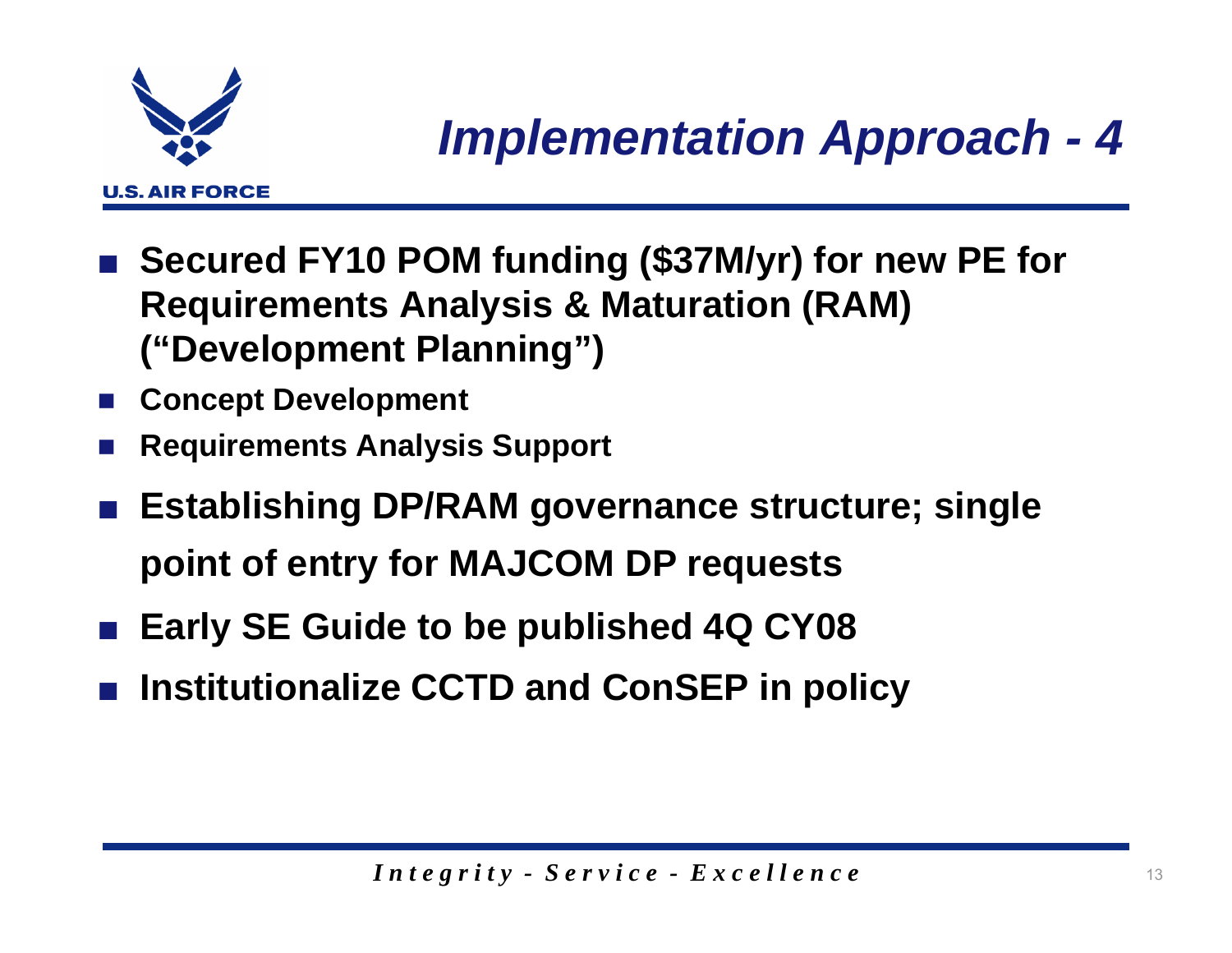# Implementation Approach - 4

- Secured FY10 POM funding ($37M/yr) for new PE for Requirements Analysis & Maturation (RAM) ("Development Planning")
- Concept Development
- Requirements Analysis Support
- Establishing DP/RAM governance structure; single point of entry for MAJCOM DP requests
- Early SE Guide to be published 4Q CY08
- Institutionalize CCTD and ConSEP in policy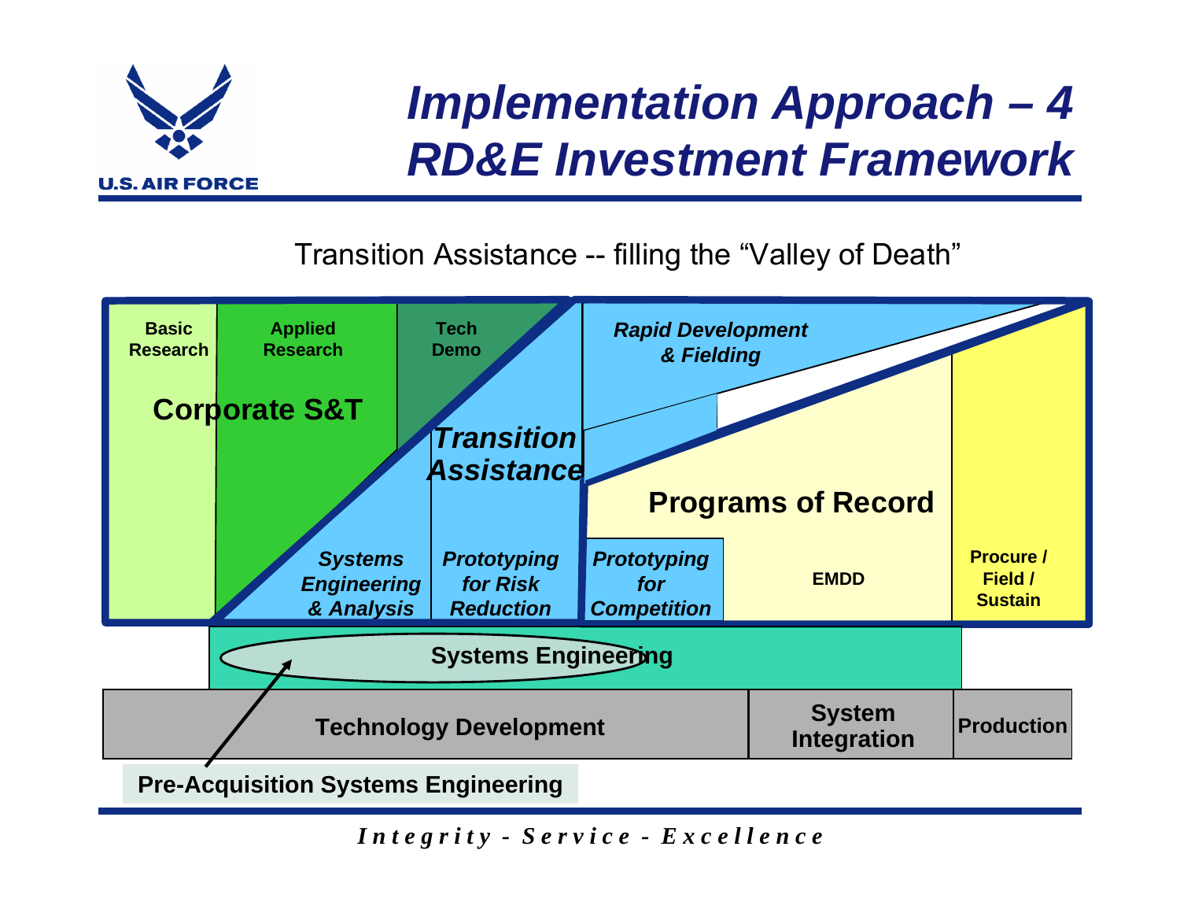# Implementation Approach – 4 RD&E Investment Framework

Transition Assistance -- filling the "Valley of Death"

Basic Research

Applied Research

Tech Demo

**Corporate S&T**

*Transition Assistance*

*Rapid Development & Fielding*

**Programs of Record**

*Systems Engineering & Analysis*

*Prototyping for Risk Reduction*

*Prototyping for Competition*

EMDD

Procure / Field / Sustain

Systems Engineering

| Technology Development | System Integration | Production |
|---|---|---|

Pre-Acquisition Systems Engineering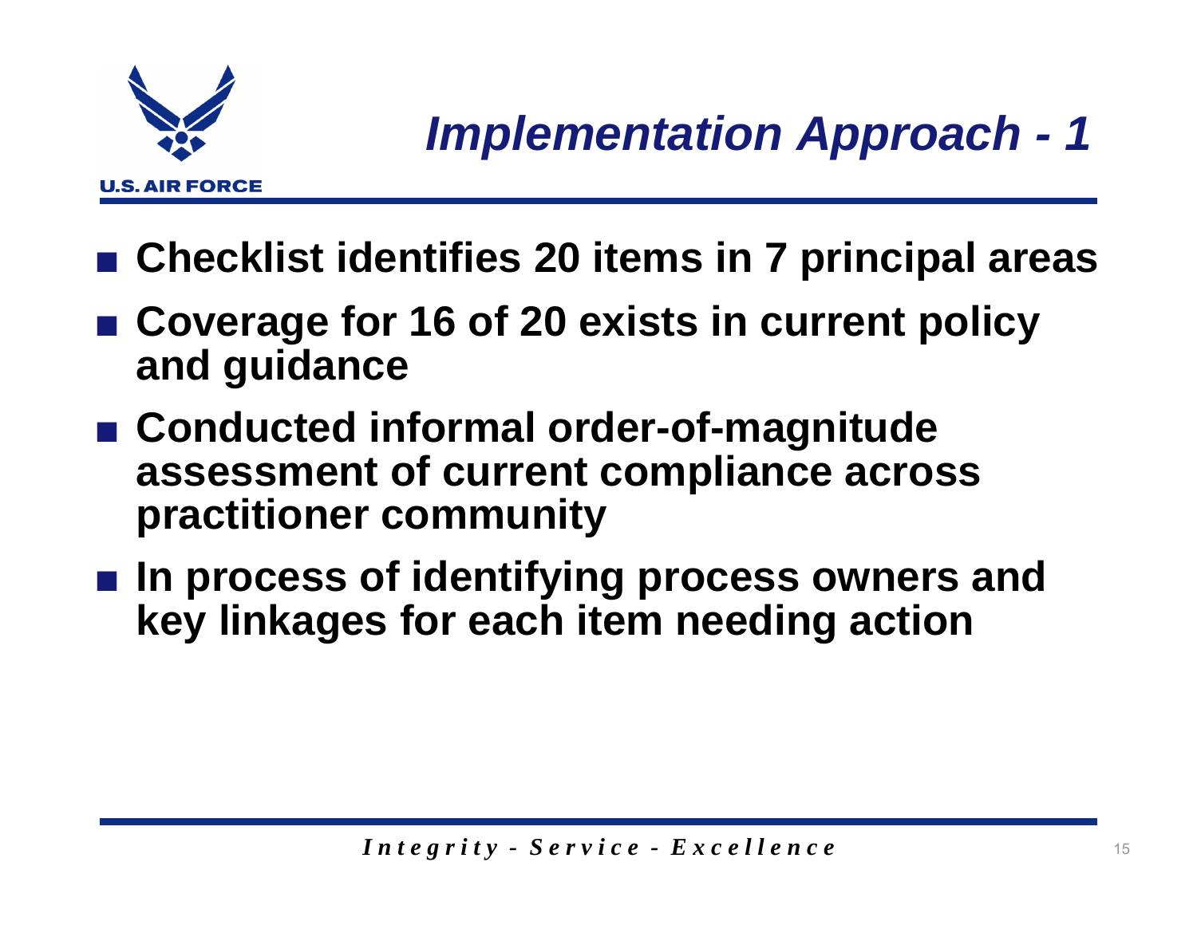# *Implementation Approach - 1*

- **Checklist identifies 20 items in 7 principal areas**
- **Coverage for 16 of 20 exists in current policy and guidance**
- **Conducted informal order-of-magnitude assessment of current compliance across practitioner community**
- **In process of identifying process owners and key linkages for each item needing action**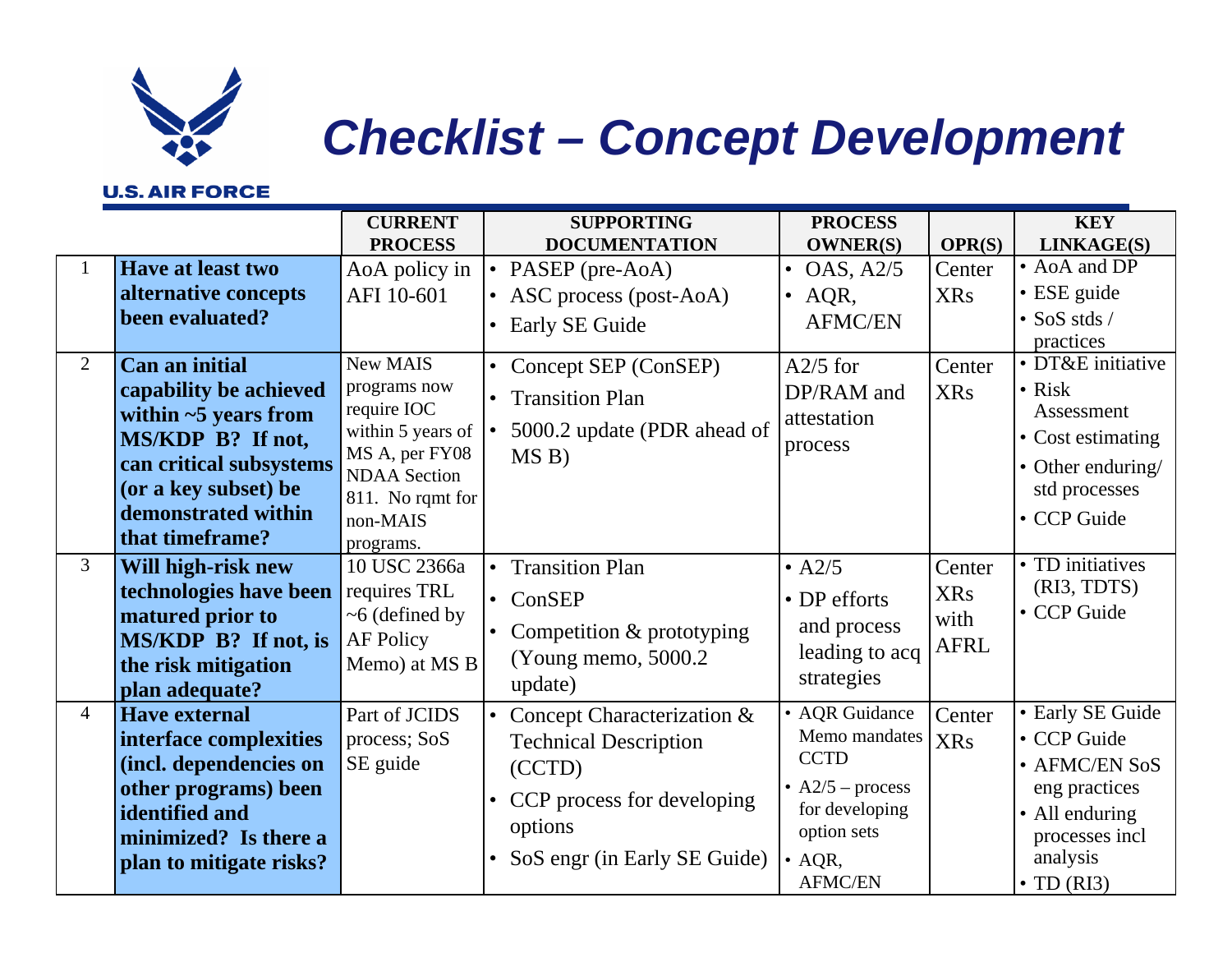# Checklist – Concept Development

| | | CURRENT PROCESS | SUPPORTING DOCUMENTATION | PROCESS OWNER(S) | OPR(S) | KEY LINKAGE(S) |
|---|---|---|---|---|---|---|
| 1 | **Have at least two alternative concepts been evaluated?** | AoA policy in AFI 10-601 | • PASEP (pre-AoA)<br>• ASC process (post-AoA)<br>• Early SE Guide | • OAS, A2/5<br>• AQR, AFMC/EN | Center XRs | • AoA and DP<br>• ESE guide<br>• SoS stds / practices |
| 2 | **Can an initial capability be achieved within ~5 years from MS/KDP B? If not, can critical subsystems (or a key subset) be demonstrated within that timeframe?** | New MAIS programs now require IOC within 5 years of MS A, per FY08 NDAA Section 811. No rqmt for non-MAIS programs. | • Concept SEP (ConSEP)<br>• Transition Plan<br>• 5000.2 update (PDR ahead of MS B) | A2/5 for DP/RAM and attestation process | Center XRs | • DT&E initiative<br>• Risk Assessment<br>• Cost estimating<br>• Other enduring/ std processes<br>• CCP Guide |
| 3 | **Will high-risk new technologies have been matured prior to MS/KDP B? If not, is the risk mitigation plan adequate?** | 10 USC 2366a requires TRL ~6 (defined by AF Policy Memo) at MS B | • Transition Plan<br>• ConSEP<br>• Competition & prototyping (Young memo, 5000.2 update) | • A2/5<br>• DP efforts and process leading to acq strategies | Center XRs with AFRL | • TD initiatives (RI3, TDTS)<br>• CCP Guide |
| 4 | **Have external interface complexities (incl. dependencies on other programs) been identified and minimized? Is there a plan to mitigate risks?** | Part of JCIDS process; SoS SE guide | • Concept Characterization & Technical Description (CCTD)<br>• CCP process for developing options<br>• SoS engr (in Early SE Guide) | • AQR Guidance Memo mandates CCTD<br>• A2/5 – process for developing option sets<br>• AQR, AFMC/EN | Center XRs | • Early SE Guide<br>• CCP Guide<br>• AFMC/EN SoS eng practices<br>• All enduring processes incl analysis<br>• TD (RI3) |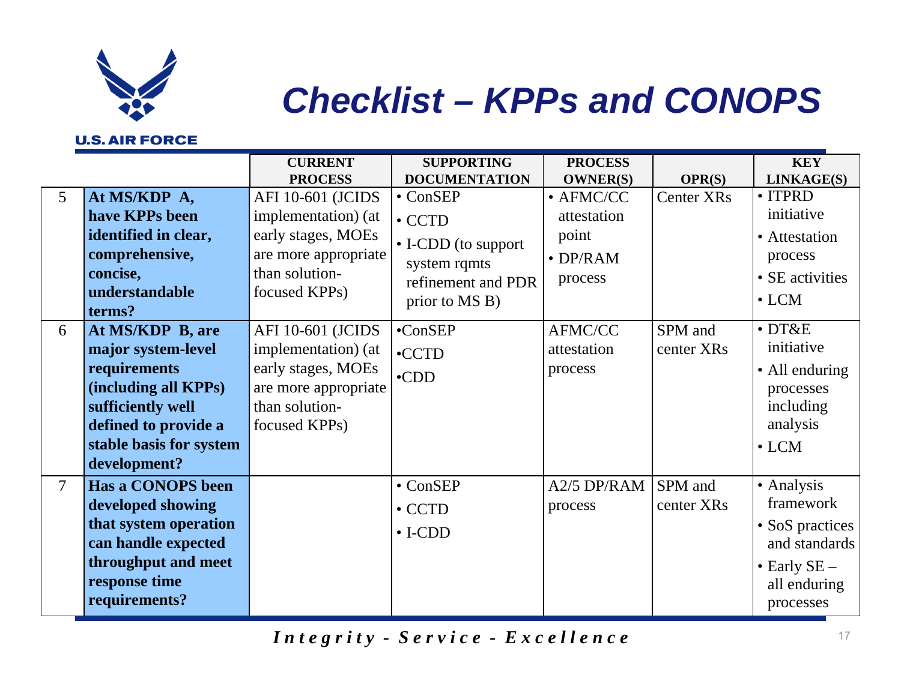# Checklist – KPPs and CONOPS

| | | CURRENT PROCESS | SUPPORTING DOCUMENTATION | PROCESS OWNER(S) | OPR(S) | KEY LINKAGE(S) |
|---|---|---|---|---|---|---|
| 5 | **At MS/KDP A, have KPPs been identified in clear, comprehensive, concise, understandable terms?** | AFI 10-601 (JCIDS implementation) (at early stages, MOEs are more appropriate than solution-focused KPPs) | • ConSEP<br>• CCTD<br>• I-CDD (to support system rqmts refinement and PDR prior to MS B) | • AFMC/CC attestation point<br>• DP/RAM process | Center XRs | • ITPRD initiative<br>• Attestation process<br>• SE activities<br>• LCM |
| 6 | **At MS/KDP B, are major system-level requirements (including all KPPs) sufficiently well defined to provide a stable basis for system development?** | AFI 10-601 (JCIDS implementation) (at early stages, MOEs are more appropriate than solution-focused KPPs) | •ConSEP<br>•CCTD<br>•CDD | AFMC/CC attestation process | SPM and center XRs | • DT&E initiative<br>• All enduring processes including analysis<br>• LCM |
| 7 | **Has a CONOPS been developed showing that system operation can handle expected throughput and meet response time requirements?** | | • ConSEP<br>• CCTD<br>• I-CDD | A2/5 DP/RAM process | SPM and center XRs | • Analysis framework<br>• SoS practices and standards<br>• Early SE – all enduring processes |

*Integrity - Service - Excellence*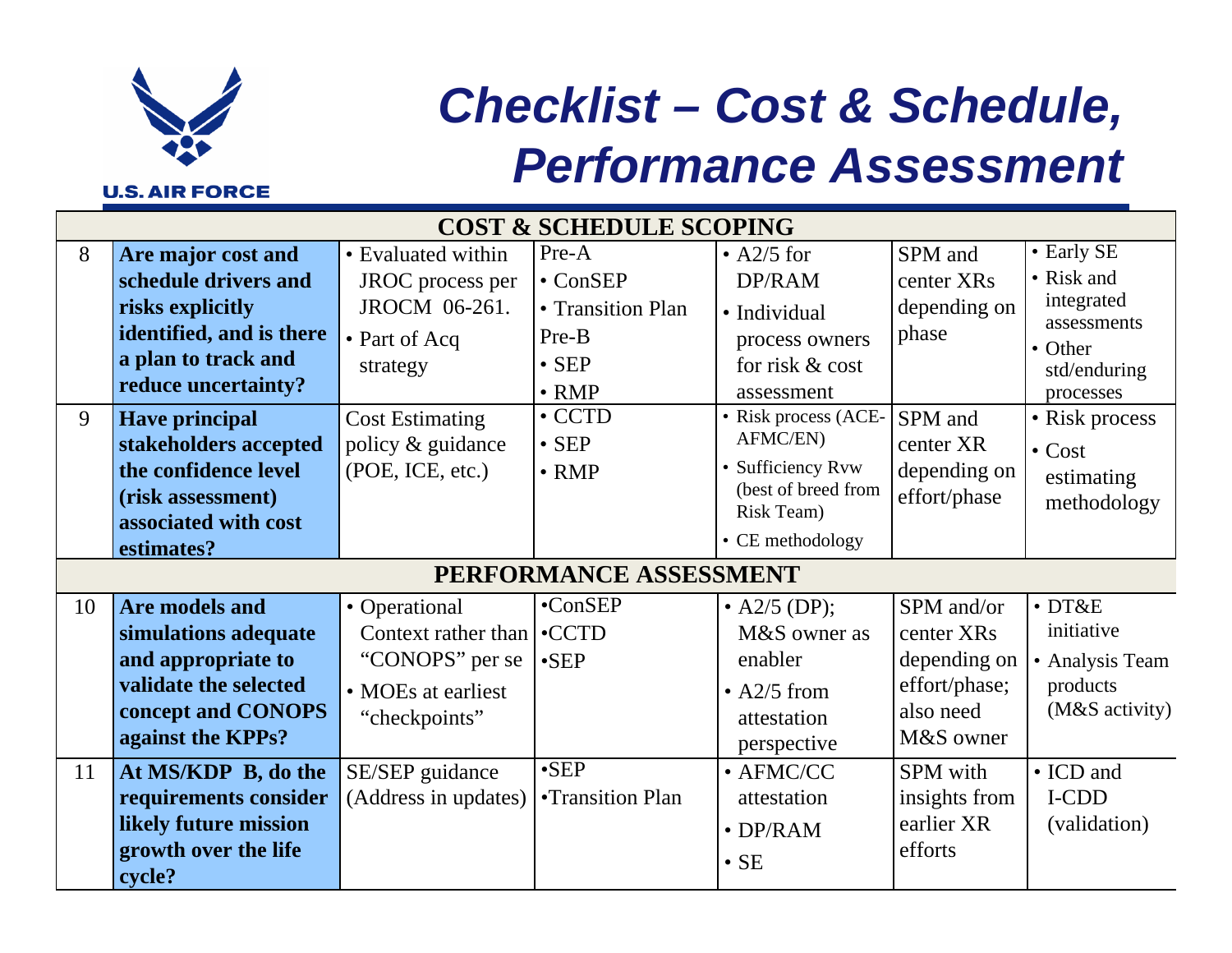# Checklist – Cost & Schedule, Performance Assessment

| | | | | | | |
|---|---|---|---|---|---|---|
| **COST & SCHEDULE SCOPING** | | | | | | |
| 8 | **Are major cost and schedule drivers and risks explicitly identified, and is there a plan to track and reduce uncertainty?** | • Evaluated within JROC process per JROCM 06-261.<br>• Part of Acq strategy | Pre-A<br>• ConSEP<br>• Transition Plan<br>Pre-B<br>• SEP<br>• RMP | • A2/5 for DP/RAM<br>• Individual process owners for risk & cost assessment | SPM and center XRs depending on phase | • Early SE<br>• Risk and integrated assessments<br>• Other std/enduring processes |
| 9 | **Have principal stakeholders accepted the confidence level (risk assessment) associated with cost estimates?** | Cost Estimating policy & guidance (POE, ICE, etc.) | • CCTD<br>• SEP<br>• RMP | • Risk process (ACE-AFMC/EN)<br>• Sufficiency Rvw (best of breed from Risk Team)<br>• CE methodology | SPM and center XR depending on effort/phase | • Risk process<br>• Cost estimating methodology |
| **PERFORMANCE ASSESSMENT** | | | | | | |
| 10 | **Are models and simulations adequate and appropriate to validate the selected concept and CONOPS against the KPPs?** | • Operational Context rather than "CONOPS" per se<br>• MOEs at earliest "checkpoints" | •ConSEP<br>•CCTD<br>•SEP | • A2/5 (DP); M&S owner as enabler<br>• A2/5 from attestation perspective | SPM and/or center XRs depending on effort/phase; also need M&S owner | • DT&E initiative<br>• Analysis Team products (M&S activity) |
| 11 | **At MS/KDP B, do the requirements consider likely future mission growth over the life cycle?** | SE/SEP guidance (Address in updates) | •SEP<br>•Transition Plan | • AFMC/CC attestation<br>• DP/RAM<br>• SE | SPM with insights from earlier XR efforts | • ICD and I-CDD (validation) |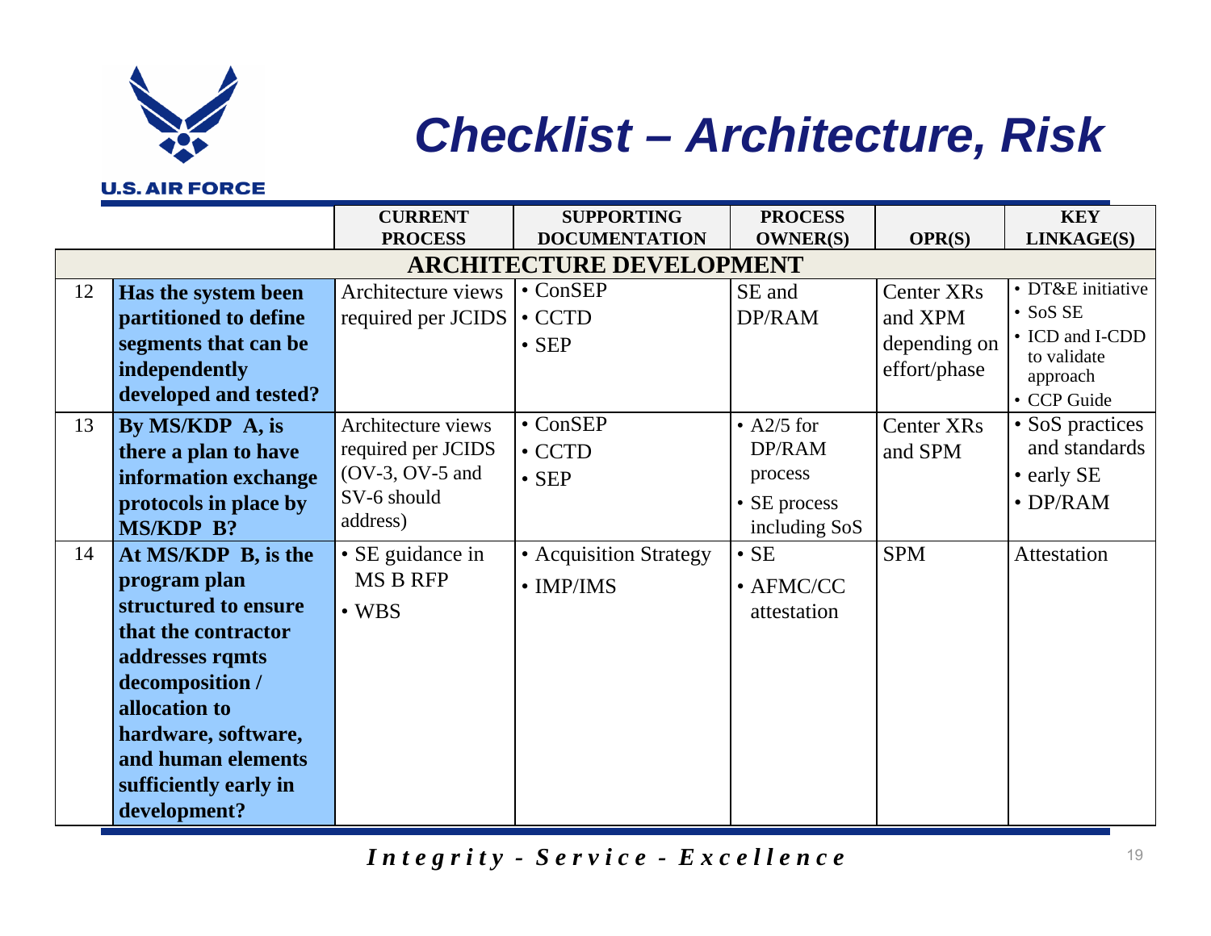# Checklist – Architecture, Risk

| | | CURRENT PROCESS | SUPPORTING DOCUMENTATION | PROCESS OWNER(S) | OPR(S) | KEY LINKAGE(S) |
|---|---|---|---|---|---|---|
| **ARCHITECTURE DEVELOPMENT** | | | | | | |
| 12 | **Has the system been partitioned to define segments that can be independently developed and tested?** | Architecture views required per JCIDS | • ConSEP<br>• CCTD<br>• SEP | SE and DP/RAM | Center XRs and XPM depending on effort/phase | • DT&E initiative<br>• SoS SE<br>• ICD and I-CDD to validate approach<br>• CCP Guide |
| 13 | **By MS/KDP A, is there a plan to have information exchange protocols in place by MS/KDP B?** | Architecture views required per JCIDS (OV-3, OV-5 and SV-6 should address) | • ConSEP<br>• CCTD<br>• SEP | • A2/5 for DP/RAM process<br>• SE process including SoS | Center XRs and SPM | • SoS practices and standards<br>• early SE<br>• DP/RAM |
| 14 | **At MS/KDP B, is the program plan structured to ensure that the contractor addresses rqmts decomposition / allocation to hardware, software, and human elements sufficiently early in development?** | • SE guidance in MS B RFP<br>• WBS | • Acquisition Strategy<br>• IMP/IMS | • SE<br>• AFMC/CC attestation | SPM | Attestation |

*Integrity - Service - Excellence*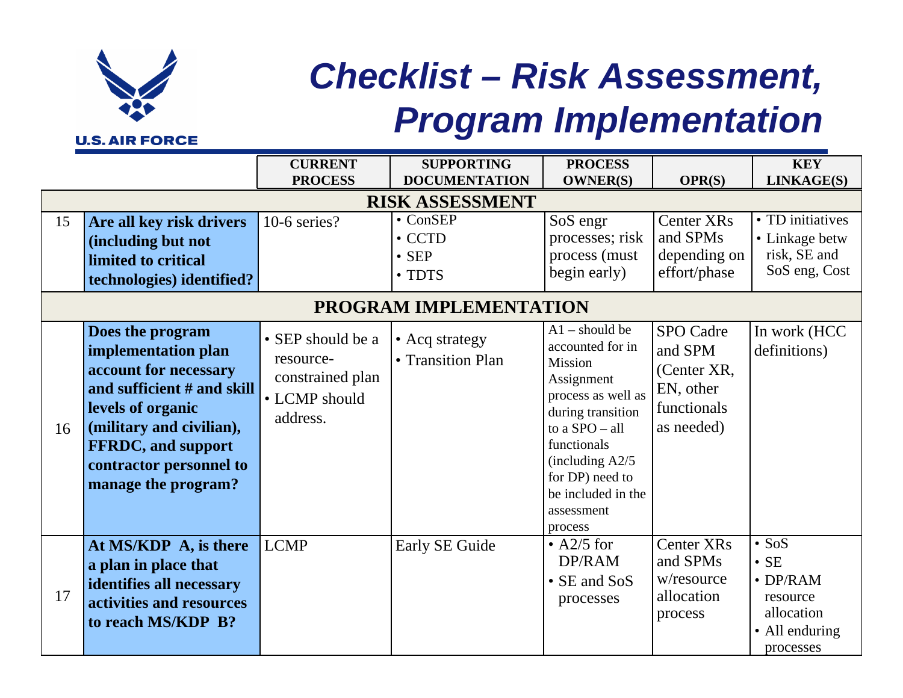# Checklist – Risk Assessment, Program Implementation

| | | CURRENT PROCESS | SUPPORTING DOCUMENTATION | PROCESS OWNER(S) | OPR(S) | KEY LINKAGE(S) |
|---|---|---|---|---|---|---|
| **RISK ASSESSMENT** | | | | | | |
| 15 | **Are all key risk drivers (including but not limited to critical technologies) identified?** | 10-6 series? | • ConSEP<br>• CCTD<br>• SEP<br>• TDTS | SoS engr processes; risk process (must begin early) | Center XRs and SPMs depending on effort/phase | • TD initiatives<br>• Linkage betw risk, SE and SoS eng, Cost |
| **PROGRAM IMPLEMENTATION** | | | | | | |
| 16 | **Does the program implementation plan account for necessary and sufficient # and skill levels of organic (military and civilian), FFRDC, and support contractor personnel to manage the program?** | • SEP should be a resource-constrained plan<br>• LCMP should address. | • Acq strategy<br>• Transition Plan | A1 – should be accounted for in Mission Assignment process as well as during transition to a SPO – all functionals (including A2/5 for DP) need to be included in the assessment process | SPO Cadre and SPM (Center XR, EN, other functionals as needed) | In work (HCC definitions) |
| 17 | **At MS/KDP A, is there a plan in place that identifies all necessary activities and resources to reach MS/KDP B?** | LCMP | Early SE Guide | • A2/5 for DP/RAM<br>• SE and SoS processes | Center XRs and SPMs w/resource allocation process | • SoS<br>• SE<br>• DP/RAM resource allocation<br>• All enduring processes |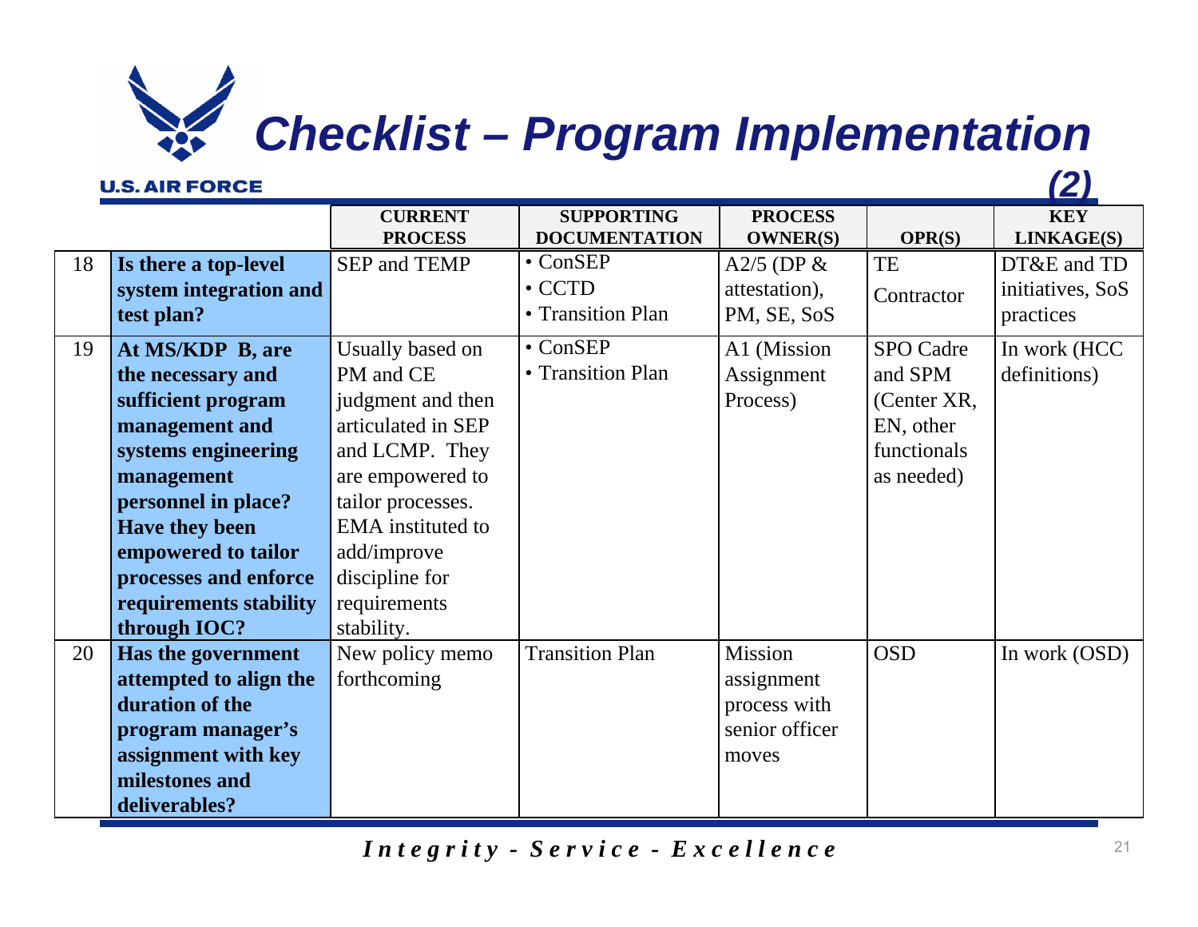# Checklist – Program Implementation (2)

| | | CURRENT PROCESS | SUPPORTING DOCUMENTATION | PROCESS OWNER(S) | OPR(S) | KEY LINKAGE(S) |
|---|---|---|---|---|---|---|
| 18 | **Is there a top-level system integration and test plan?** | SEP and TEMP | • ConSEP<br>• CCTD<br>• Transition Plan | A2/5 (DP & attestation), PM, SE, SoS | TE<br>Contractor | DT&E and TD initiatives, SoS practices |
| 19 | **At MS/KDP B, are the necessary and sufficient program management and systems engineering management personnel in place? Have they been empowered to tailor processes and enforce requirements stability through IOC?** | Usually based on PM and CE judgment and then articulated in SEP and LCMP. They are empowered to tailor processes. EMA instituted to add/improve discipline for requirements stability. | • ConSEP<br>• Transition Plan | A1 (Mission Assignment Process) | SPO Cadre and SPM (Center XR, EN, other functionals as needed) | In work (HCC definitions) |
| 20 | **Has the government attempted to align the duration of the program manager's assignment with key milestones and deliverables?** | New policy memo forthcoming | Transition Plan | Mission assignment process with senior officer moves | OSD | In work (OSD) |

*Integrity - Service - Excellence*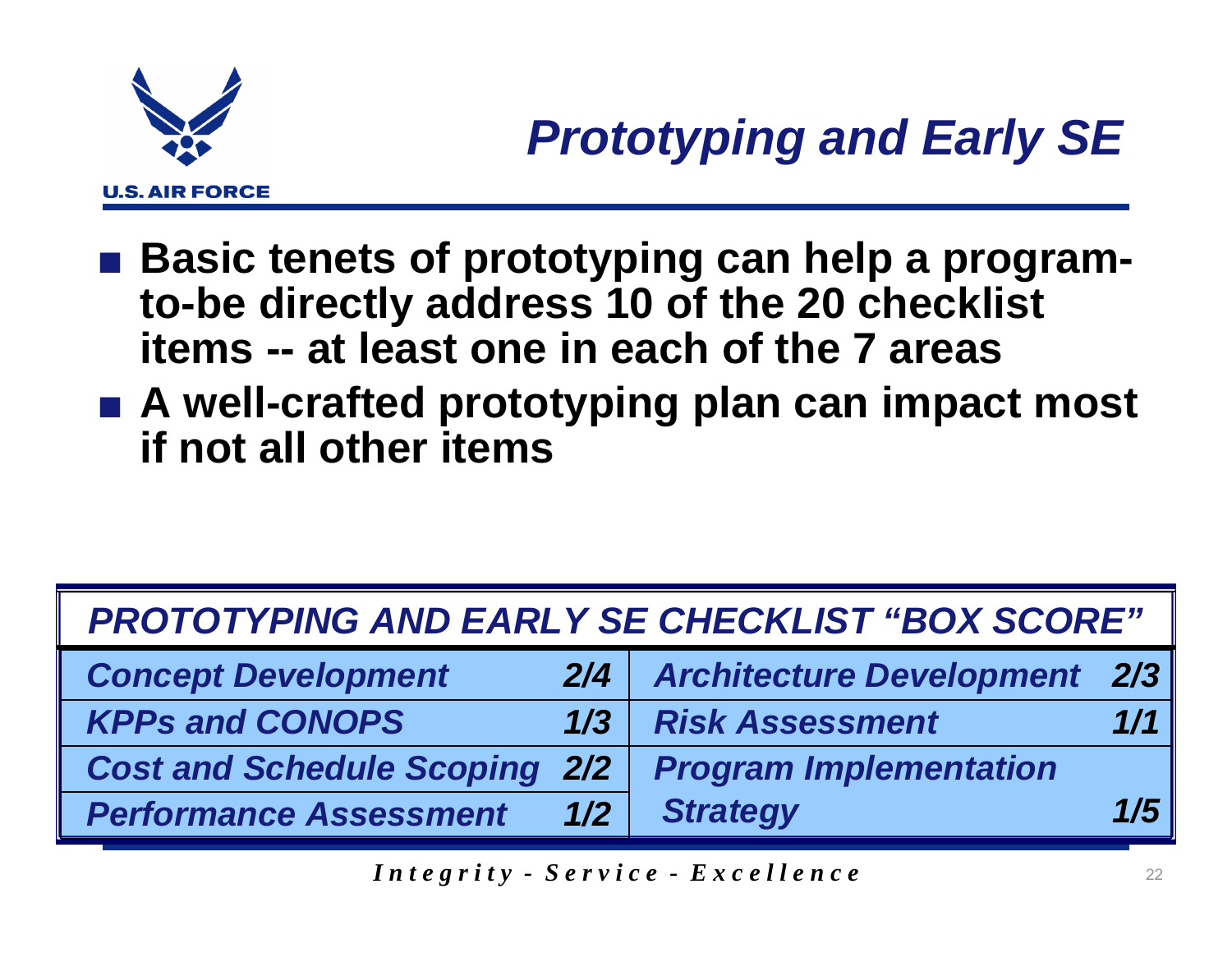# *Prototyping and Early SE*

- **Basic tenets of prototyping can help a program-to-be directly address 10 of the 20 checklist items -- at least one in each of the 7 areas**
- **A well-crafted prototyping plan can impact most if not all other items**

| ***PROTOTYPING AND EARLY SE CHECKLIST "BOX SCORE"*** | | | |
|---|---|---|---|
| ***Concept Development*** | ***2/4*** | ***Architecture Development*** | ***2/3*** |
| ***KPPs and CONOPS*** | ***1/3*** | ***Risk Assessment*** | ***1/1*** |
| ***Cost and Schedule Scoping*** | ***2/2*** | ***Program Implementation Strategy*** | ***1/5*** |
| ***Performance Assessment*** | ***1/2*** | | |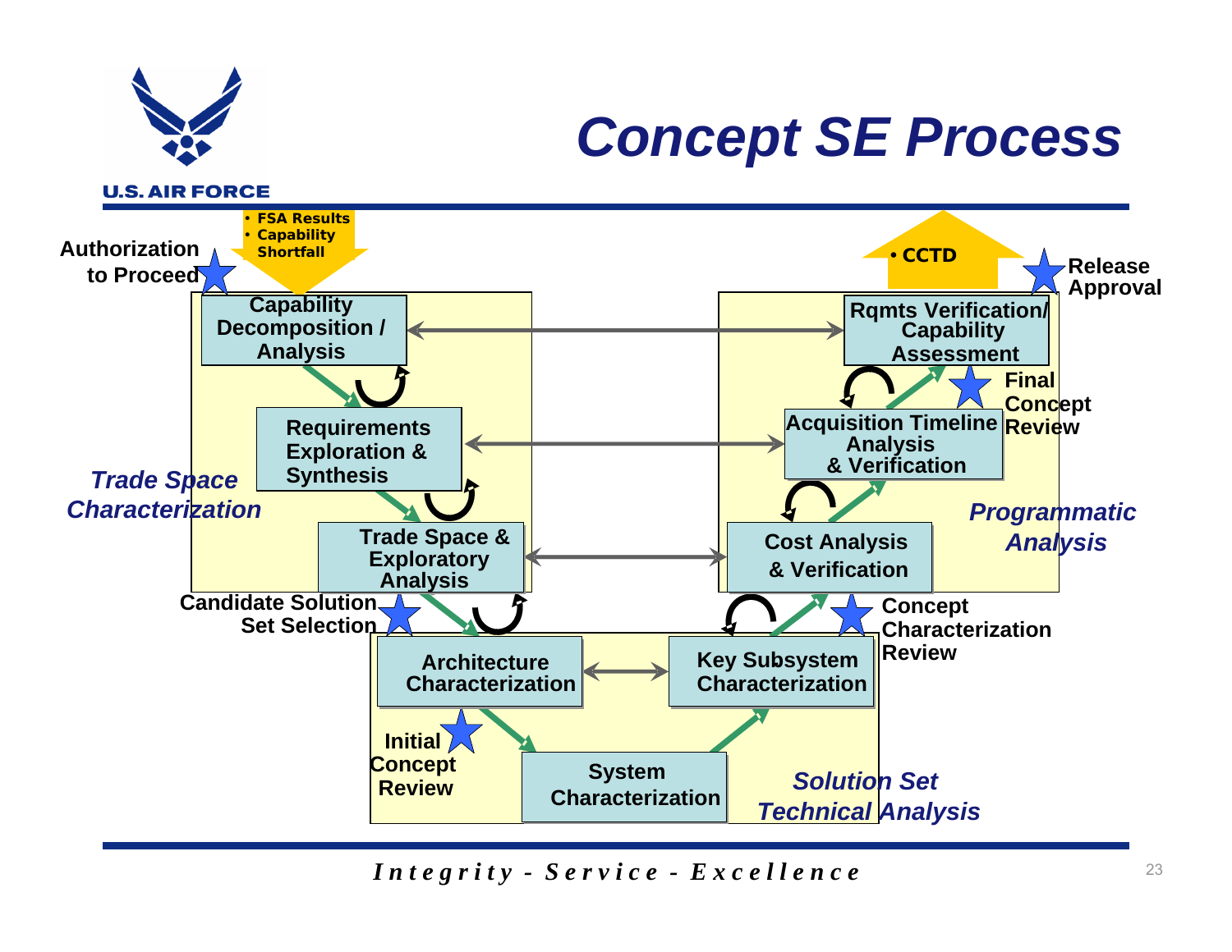# Concept SE Process

U.S. AIR FOREC

- FSA Results
- Capability Shortfall

Authorization to Proceed

**Trade Space Characterization**

- Capability Decomposition / Analysis
- Requirements Exploration & Synthesis
- Trade Space & Exploratory Analysis

Candidate Solution Set Selection

**Solution Set Technical Analysis**

- Architecture Characterization
- System Characterization
- Key Subsystem Characterization

Initial Concept Review

Concept Characterization Review

**Programmatic Analysis**

- Cost Analysis & Verification
- Acquisition Timeline Analysis & Verification
- Rqmts Verification/ Capability Assessment

Final Concept Review

- CCTD

Release Approval

*Integrity - Service - Excellence*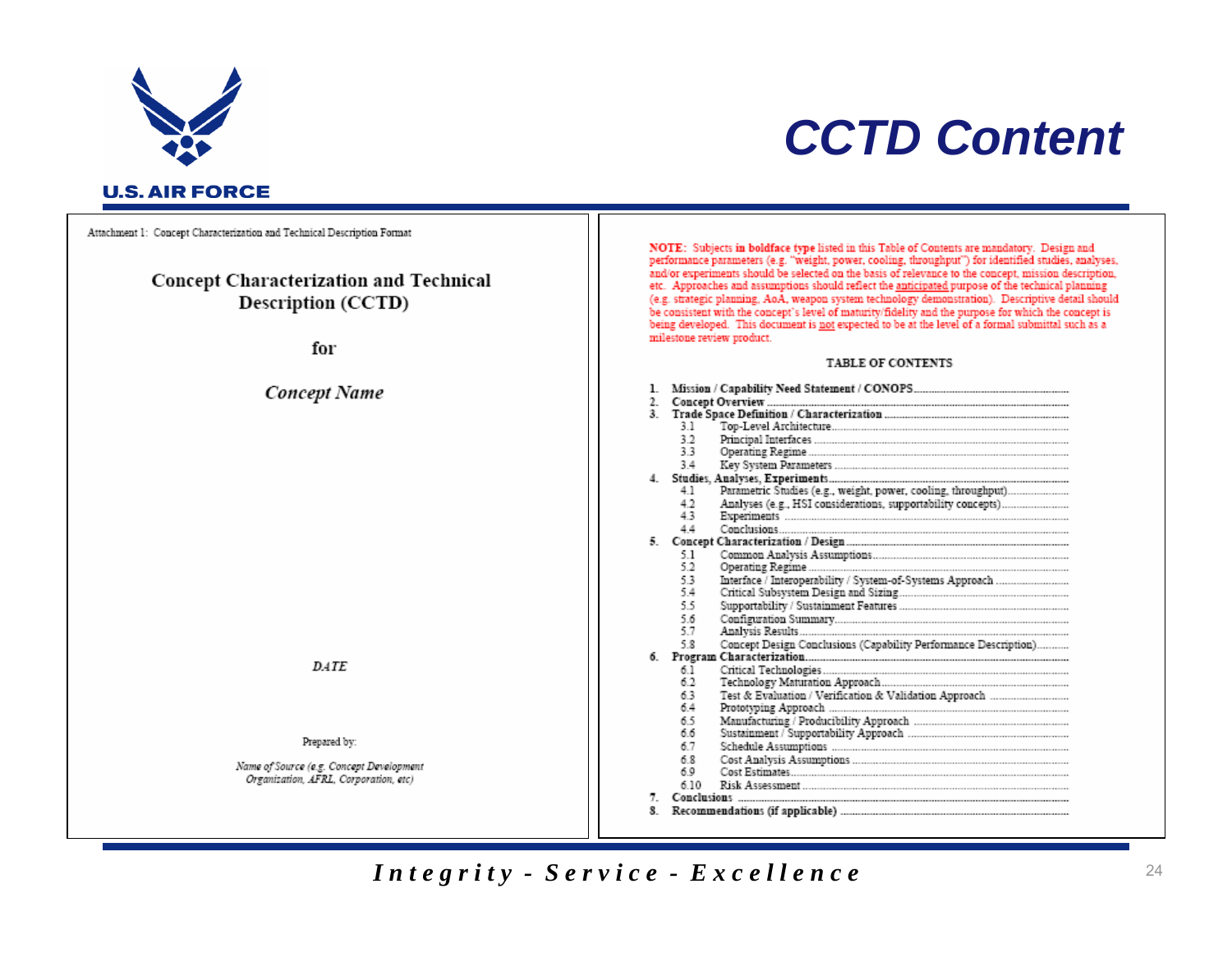# CCTD Content

Attachment 1: Concept Characterization and Technical Description Format

## Concept Characterization and Technical Description (CCTD)

for

*Concept Name*

*DATE*

Prepared by:

*Name of Source (e.g. Concept Development Organization, AFRL, Corporation, etc)*

NOTE: Subjects **in boldface type** listed in this Table of Contents are mandatory. Design and performance parameters (e.g. "weight, power, cooling, throughput") for identified studies, analyses, and/or experiments should be selected on the basis of relevance to the concept, mission description, etc. Approaches and assumptions should reflect the anticipated purpose of the technical planning (e.g. strategic planning, AoA, weapon system technology demonstration). Descriptive detail should be consistent with the concept's level of maturity/fidelity and the purpose for which the concept is being developed. This document is not expected to be at the level of a formal submittal such as a milestone review product.

### TABLE OF CONTENTS

1. **Mission / Capability Need Statement / CONOPS**
2. **Concept Overview**
3. **Trade Space Definition / Characterization**
   - 3.1 Top-Level Architecture
   - 3.2 Principal Interfaces
   - 3.3 Operating Regime
   - 3.4 Key System Parameters
4. **Studies, Analyses, Experiments**
   - 4.1 Parametric Studies (e.g., weight, power, cooling, throughput)
   - 4.2 Analyses (e.g., HSI considerations, supportability concepts)
   - 4.3 Experiments
   - 4.4 Conclusions
5. **Concept Characterization / Design**
   - 5.1 Common Analysis Assumptions
   - 5.2 Operating Regime
   - 5.3 Interface / Interoperability / System-of-Systems Approach
   - 5.4 Critical Subsystem Design and Sizing
   - 5.5 Supportability / Sustainment Features
   - 5.6 Configuration Summary
   - 5.7 Analysis Results
   - 5.8 Concept Design Conclusions (Capability Performance Description)
6. **Program Characterization**
   - 6.1 Critical Technologies
   - 6.2 Technology Maturation Approach
   - 6.3 Test & Evaluation / Verification & Validation Approach
   - 6.4 Prototyping Approach
   - 6.5 Manufacturing / Producibility Approach
   - 6.6 Sustainment / Supportability Approach
   - 6.7 Schedule Assumptions
   - 6.8 Cost Analysis Assumptions
   - 6.9 Cost Estimates
   - 6.10 Risk Assessment
7. **Conclusions**
8. **Recommendations (if applicable)**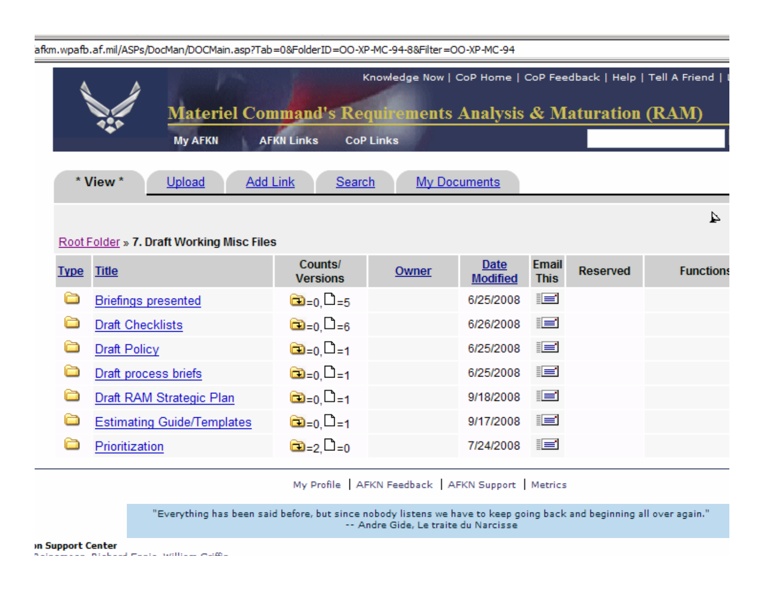afkm.wpafb.af.mil/ASPs/DocMan/DOCMain.asp?Tab=0&FolderID=OO-XP-MC-94-8&Filter=OO-XP-MC-94

Knowledge Now | CoP Home | CoP Feedback | Help | Tell A Friend |

# Materiel Command's Requirements Analysis & Maturation (RAM)

My AFKN    AFKN Links    CoP Links

* View *    Upload    Add Link    Search    My Documents

Root Folder » 7. Draft Working Misc Files

| Type | Title | Counts/ Versions | Owner | Date Modified | Email This | Reserved | Functions |
|---|---|---|---|---|---|---|---|
| | Briefings presented | =0, =5 | | 6/25/2008 | | | |
| | Draft Checklists | =0, =6 | | 6/26/2008 | | | |
| | Draft Policy | =0, =1 | | 6/25/2008 | | | |
| | Draft process briefs | =0, =1 | | 6/25/2008 | | | |
| | Draft RAM Strategic Plan | =0, =1 | | 9/18/2008 | | | |
| | Estimating Guide/Templates | =0, =1 | | 9/17/2008 | | | |
| | Prioritization | =2, =0 | | 7/24/2008 | | | |

My Profile | AFKN Feedback | AFKN Support | Metrics

"Everything has been said before, but since nobody listens we have to keep going back and beginning all over again."
-- Andre Gide, Le traite du Narcisse

n Support Center